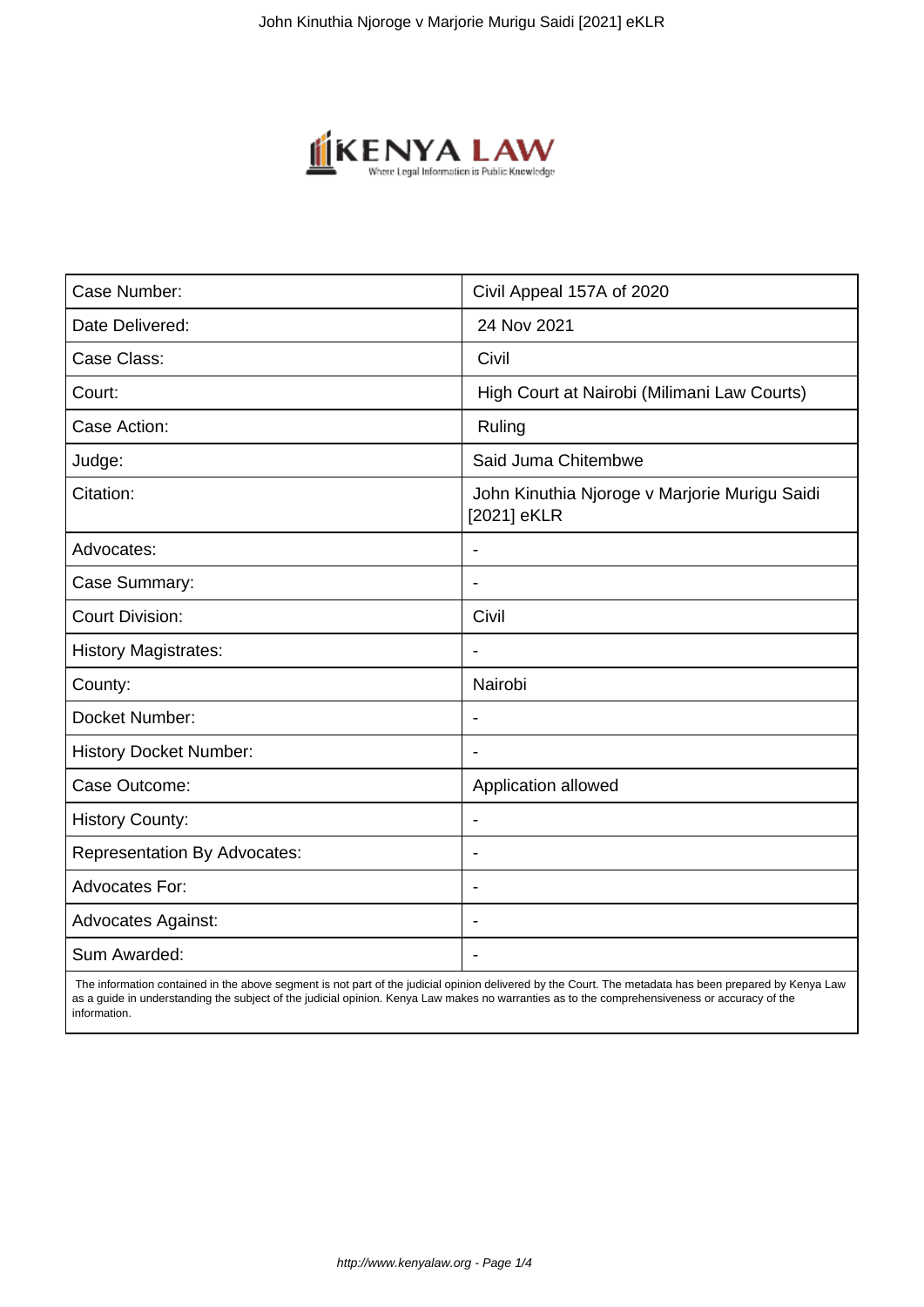| Case Number: | Civil Appeal 157A of 2020 |
| --- | --- |
| Date Delivered: | 24 Nov 2021 |
| Case Class: | Civil |
| Court: | High Court at Nairobi (Milimani Law Courts) |
| Case Action: | Ruling |
| Judge: | Said Juma Chitembwe |
| Citation: | John Kinuthia Njoroge v Marjorie Murigu Saidi [2021] eKLR |
| Advocates: | - |
| Case Summary: | - |
| Court Division: | Civil |
| History Magistrates: | - |
| County: | Nairobi |
| Docket Number: | - |
| History Docket Number: | - |
| Case Outcome: | Application allowed |
| History County: | - |
| Representation By Advocates: | - |
| Advocates For: | - |
| Advocates Against: | - |
| Sum Awarded: | - |

The information contained in the above segment is not part of the judicial opinion delivered by the Court. The metadata has been prepared by Kenya Law as a guide in understanding the subject of the judicial opinion. Kenya Law makes no warranties as to the comprehensiveness or accuracy of the information.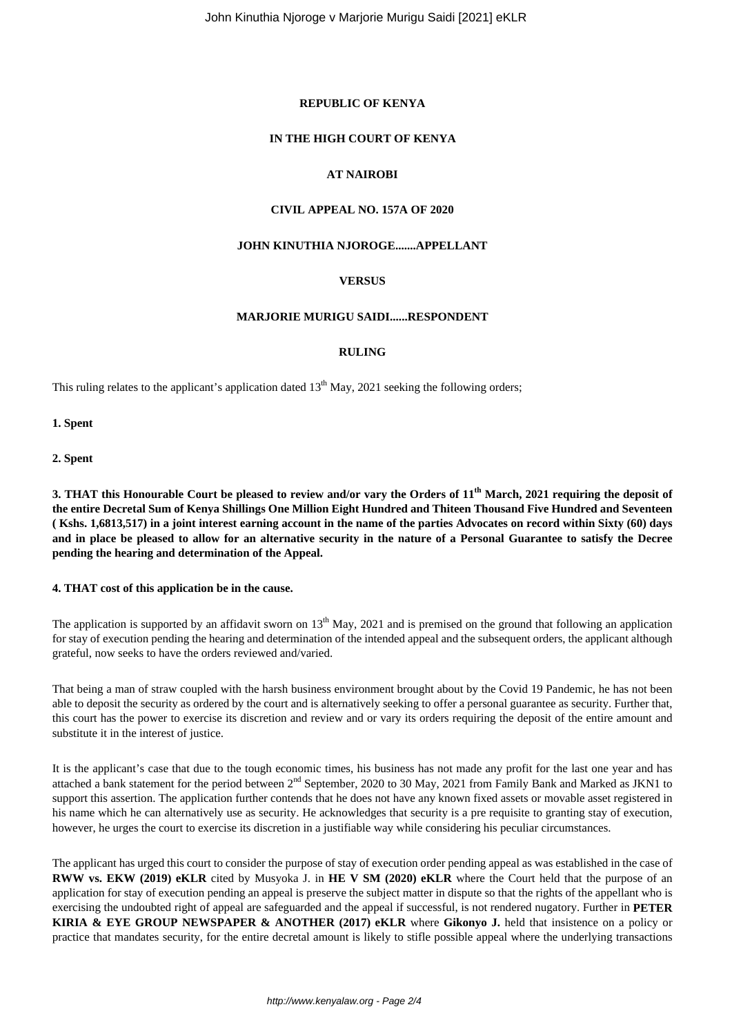**REPUBLIC OF KENYA**

**IN THE HIGH COURT OF KENYA**

**AT NAIROBI**

**CIVIL APPEAL NO. 157A OF 2020**

**JOHN KINUTHIA NJOROGE.......APPELLANT**

**VERSUS**

**MARJORIE MURIGU SAIDI......RESPONDENT**

**RULING**

This ruling relates to the applicant's application dated 13th May, 2021 seeking the following orders;

**1. Spent**

**2. Spent**

**3. THAT this Honourable Court be pleased to review and/or vary the Orders of 11th March, 2021 requiring the deposit of the entire Decretal Sum of Kenya Shillings One Million Eight Hundred and Thiteen Thousand Five Hundred and Seventeen ( Kshs. 1,6813,517) in a joint interest earning account in the name of the parties Advocates on record within Sixty (60) days and in place be pleased to allow for an alternative security in the nature of a Personal Guarantee to satisfy the Decree pending the hearing and determination of the Appeal.**

**4. THAT cost of this application be in the cause.**

The application is supported by an affidavit sworn on 13th May, 2021 and is premised on the ground that following an application for stay of execution pending the hearing and determination of the intended appeal and the subsequent orders, the applicant although grateful, now seeks to have the orders reviewed and/varied.

That being a man of straw coupled with the harsh business environment brought about by the Covid 19 Pandemic, he has not been able to deposit the security as ordered by the court and is alternatively seeking to offer a personal guarantee as security. Further that, this court has the power to exercise its discretion and review and or vary its orders requiring the deposit of the entire amount and substitute it in the interest of justice.

It is the applicant's case that due to the tough economic times, his business has not made any profit for the last one year and has attached a bank statement for the period between 2nd September, 2020 to 30 May, 2021 from Family Bank and Marked as JKN1 to support this assertion. The application further contends that he does not have any known fixed assets or movable asset registered in his name which he can alternatively use as security. He acknowledges that security is a pre requisite to granting stay of execution, however, he urges the court to exercise its discretion in a justifiable way while considering his peculiar circumstances.

The applicant has urged this court to consider the purpose of stay of execution order pending appeal as was established in the case of **RWW vs. EKW (2019) eKLR** cited by Musyoka J. in **HE V SM (2020) eKLR** where the Court held that the purpose of an application for stay of execution pending an appeal is preserve the subject matter in dispute so that the rights of the appellant who is exercising the undoubted right of appeal are safeguarded and the appeal if successful, is not rendered nugatory. Further in **PETER KIRIA & EYE GROUP NEWSPAPER & ANOTHER (2017) eKLR** where **Gikonyo J.** held that insistence on a policy or practice that mandates security, for the entire decretal amount is likely to stifle possible appeal where the underlying transactions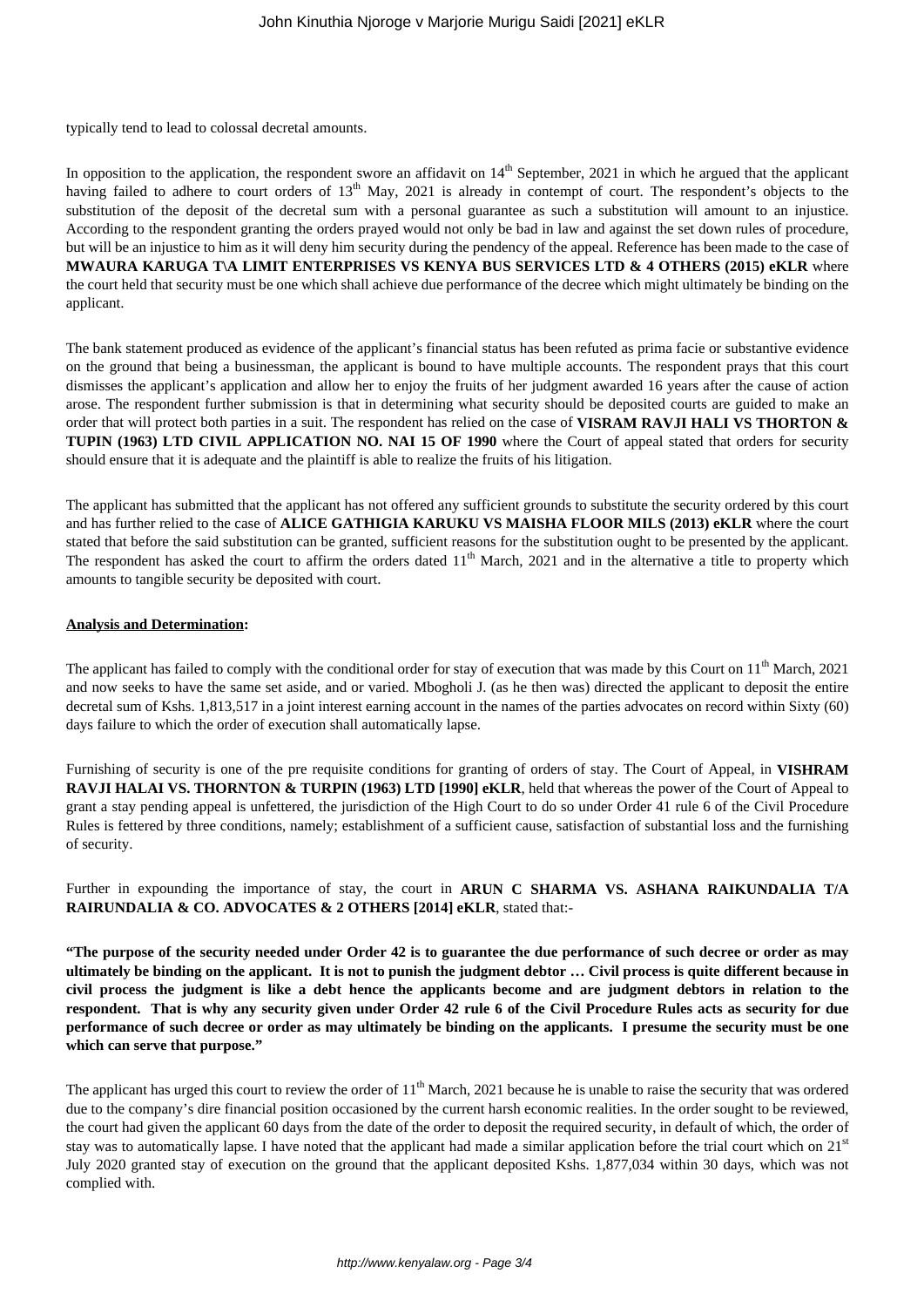typically tend to lead to colossal decretal amounts.

In opposition to the application, the respondent swore an affidavit on 14th September, 2021 in which he argued that the applicant having failed to adhere to court orders of 13th May, 2021 is already in contempt of court. The respondent's objects to the substitution of the deposit of the decretal sum with a personal guarantee as such a substitution will amount to an injustice. According to the respondent granting the orders prayed would not only be bad in law and against the set down rules of procedure, but will be an injustice to him as it will deny him security during the pendency of the appeal. Reference has been made to the case of **MWAURA KARUGA T\A LIMIT ENTERPRISES VS KENYA BUS SERVICES LTD & 4 OTHERS (2015) eKLR** where the court held that security must be one which shall achieve due performance of the decree which might ultimately be binding on the applicant.

The bank statement produced as evidence of the applicant's financial status has been refuted as prima facie or substantive evidence on the ground that being a businessman, the applicant is bound to have multiple accounts. The respondent prays that this court dismisses the applicant's application and allow her to enjoy the fruits of her judgment awarded 16 years after the cause of action arose. The respondent further submission is that in determining what security should be deposited courts are guided to make an order that will protect both parties in a suit. The respondent has relied on the case of **VISRAM RAVJI HALI VS THORTON & TUPIN (1963) LTD CIVIL APPLICATION NO. NAI 15 OF 1990** where the Court of appeal stated that orders for security should ensure that it is adequate and the plaintiff is able to realize the fruits of his litigation.

The applicant has submitted that the applicant has not offered any sufficient grounds to substitute the security ordered by this court and has further relied to the case of **ALICE GATHIGIA KARUKU VS MAISHA FLOOR MILS (2013) eKLR** where the court stated that before the said substitution can be granted, sufficient reasons for the substitution ought to be presented by the applicant. The respondent has asked the court to affirm the orders dated 11th March, 2021 and in the alternative a title to property which amounts to tangible security be deposited with court.

**Analysis and Determination:**

The applicant has failed to comply with the conditional order for stay of execution that was made by this Court on 11th March, 2021 and now seeks to have the same set aside, and or varied. Mbogholi J. (as he then was) directed the applicant to deposit the entire decretal sum of Kshs. 1,813,517 in a joint interest earning account in the names of the parties advocates on record within Sixty (60) days failure to which the order of execution shall automatically lapse.

Furnishing of security is one of the pre requisite conditions for granting of orders of stay. The Court of Appeal, in **VISHRAM RAVJI HALAI VS. THORNTON & TURPIN (1963) LTD [1990] eKLR**, held that whereas the power of the Court of Appeal to grant a stay pending appeal is unfettered, the jurisdiction of the High Court to do so under Order 41 rule 6 of the Civil Procedure Rules is fettered by three conditions, namely; establishment of a sufficient cause, satisfaction of substantial loss and the furnishing of security.

Further in expounding the importance of stay, the court in **ARUN C SHARMA VS. ASHANA RAIKUNDALIA T/A RAIRUNDALIA & CO. ADVOCATES & 2 OTHERS [2014] eKLR**, stated that:-

**"The purpose of the security needed under Order 42 is to guarantee the due performance of such decree or order as may ultimately be binding on the applicant. It is not to punish the judgment debtor … Civil process is quite different because in civil process the judgment is like a debt hence the applicants become and are judgment debtors in relation to the respondent. That is why any security given under Order 42 rule 6 of the Civil Procedure Rules acts as security for due performance of such decree or order as may ultimately be binding on the applicants. I presume the security must be one which can serve that purpose."**

The applicant has urged this court to review the order of 11th March, 2021 because he is unable to raise the security that was ordered due to the company's dire financial position occasioned by the current harsh economic realities. In the order sought to be reviewed, the court had given the applicant 60 days from the date of the order to deposit the required security, in default of which, the order of stay was to automatically lapse. I have noted that the applicant had made a similar application before the trial court which on 21st July 2020 granted stay of execution on the ground that the applicant deposited Kshs. 1,877,034 within 30 days, which was not complied with.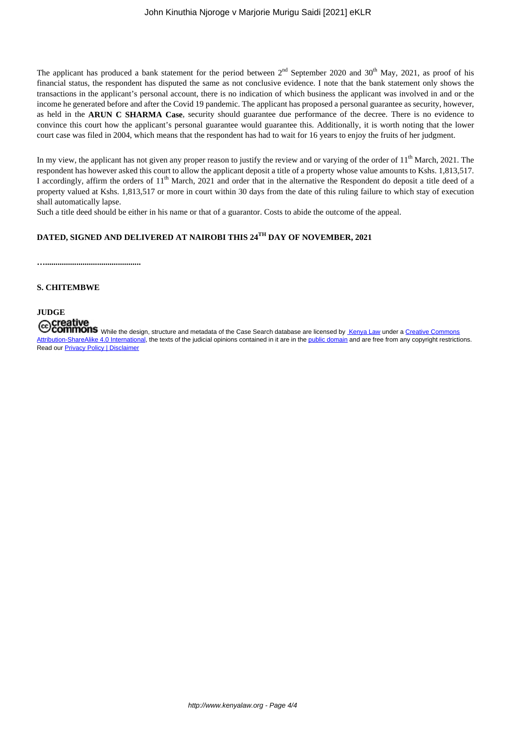The applicant has produced a bank statement for the period between 2nd September 2020 and 30th May, 2021, as proof of his financial status, the respondent has disputed the same as not conclusive evidence. I note that the bank statement only shows the transactions in the applicant's personal account, there is no indication of which business the applicant was involved in and or the income he generated before and after the Covid 19 pandemic. The applicant has proposed a personal guarantee as security, however, as held in the **ARUN C SHARMA Case**, security should guarantee due performance of the decree. There is no evidence to convince this court how the applicant's personal guarantee would guarantee this. Additionally, it is worth noting that the lower court case was filed in 2004, which means that the respondent has had to wait for 16 years to enjoy the fruits of her judgment.

In my view, the applicant has not given any proper reason to justify the review and or varying of the order of 11th March, 2021. The respondent has however asked this court to allow the applicant deposit a title of a property whose value amounts to Kshs. 1,813,517. I accordingly, affirm the orders of 11th March, 2021 and order that in the alternative the Respondent do deposit a title deed of a property valued at Kshs. 1,813,517 or more in court within 30 days from the date of this ruling failure to which stay of execution shall automatically lapse.

Such a title deed should be either in his name or that of a guarantor. Costs to abide the outcome of the appeal.

**DATED, SIGNED AND DELIVERED AT NAIROBI THIS 24TH DAY OF NOVEMBER, 2021**

**…..............................................**

**S. CHITEMBWE**

**JUDGE**

While the design, structure and metadata of the Case Search database are licensed by Kenya Law under a Creative Commons Attribution-ShareAlike 4.0 International, the texts of the judicial opinions contained in it are in the public domain and are free from any copyright restrictions. Read our Privacy Policy | Disclaimer